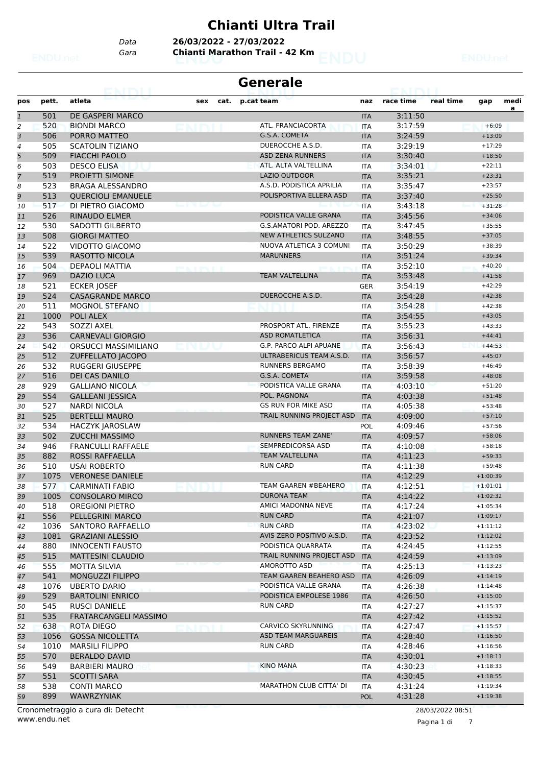# Chianti Ultra Trail

*Data* **26/03/2022 - 27/03/2022**
*Gara* **Chianti Marathon Trail - 42 Km**

## Generale

| pos | pett. | atleta | sex | cat. | p.cat team | naz | race time | real time | gap | media |
|---|---|---|---|---|---|---|---|---|---|---|
| 1 | 501 | DE GASPERI MARCO | | | | ITA | 3:11:50 | | | |
| 2 | 520 | BIONDI MARCO | | | ATL. FRANCIACORTA | ITA | 3:17:59 | | +6:09 | |
| 3 | 506 | PORRO MATTEO | | | G.S.A. COMETA | ITA | 3:24:59 | | +13:09 | |
| 4 | 505 | SCATOLIN TIZIANO | | | DUEROCCHE A.S.D. | ITA | 3:29:19 | | +17:29 | |
| 5 | 509 | FIACCHI PAOLO | | | ASD ZENA RUNNERS | ITA | 3:30:40 | | +18:50 | |
| 6 | 503 | DESCO ELISA | | | ATL. ALTA VALTELLINA | ITA | 3:34:01 | | +22:11 | |
| 7 | 519 | PROIETTI SIMONE | | | LAZIO OUTDOOR | ITA | 3:35:21 | | +23:31 | |
| 8 | 523 | BRAGA ALESSANDRO | | | A.S.D. PODISTICA APRILIA | ITA | 3:35:47 | | +23:57 | |
| 9 | 513 | QUERCIOLI EMANUELE | | | POLISPORTIVA ELLERA ASD | ITA | 3:37:40 | | +25:50 | |
| 10 | 517 | DI PIETRO GIACOMO | | | | ITA | 3:43:18 | | +31:28 | |
| 11 | 526 | RINAUDO ELMER | | | PODISTICA VALLE GRANA | ITA | 3:45:56 | | +34:06 | |
| 12 | 530 | SADOTTI GILBERTO | | | G.S.AMATORI POD. AREZZO | ITA | 3:47:45 | | +35:55 | |
| 13 | 508 | GIORGI MATTEO | | | NEW ATHLETICS SULZANO | ITA | 3:48:55 | | +37:05 | |
| 14 | 522 | VIDOTTO GIACOMO | | | NUOVA ATLETICA 3 COMUNI | ITA | 3:50:29 | | +38:39 | |
| 15 | 539 | RASOTTO NICOLA | | | MARUNNERS | ITA | 3:51:24 | | +39:34 | |
| 16 | 504 | DEPAOLI MATTIA | | | | ITA | 3:52:10 | | +40:20 | |
| 17 | 969 | DAZIO LUCA | | | TEAM VALTELLINA | ITA | 3:53:48 | | +41:58 | |
| 18 | 521 | ECKER JOSEF | | | | GER | 3:54:19 | | +42:29 | |
| 19 | 524 | CASAGRANDE MARCO | | | DUEROCCHE A.S.D. | ITA | 3:54:28 | | +42:38 | |
| 20 | 511 | MOGNOL STEFANO | | | | ITA | 3:54:28 | | +42:38 | |
| 21 | 1000 | POLI ALEX | | | | ITA | 3:54:55 | | +43:05 | |
| 22 | 543 | SOZZI AXEL | | | PROSPORT ATL. FIRENZE | ITA | 3:55:23 | | +43:33 | |
| 23 | 536 | CARNEVALI GIORGIO | | | ASD ROMATLETICA | ITA | 3:56:31 | | +44:41 | |
| 24 | 542 | ORSUCCI MASSIMILIANO | | | G.P. PARCO ALPI APUANE | ITA | 3:56:43 | | +44:53 | |
| 25 | 512 | ZUFFELLATO JACOPO | | | ULTRABERICUS TEAM A.S.D. | ITA | 3:56:57 | | +45:07 | |
| 26 | 532 | RUGGERI GIUSEPPE | | | RUNNERS BERGAMO | ITA | 3:58:39 | | +46:49 | |
| 27 | 516 | DEI CAS DANILO | | | G.S.A. COMETA | ITA | 3:59:58 | | +48:08 | |
| 28 | 929 | GALLIANO NICOLA | | | PODISTICA VALLE GRANA | ITA | 4:03:10 | | +51:20 | |
| 29 | 554 | GALLEANI JESSICA | | | POL. PAGNONA | ITA | 4:03:38 | | +51:48 | |
| 30 | 527 | NARDI NICOLA | | | GS RUN FOR MIKE ASD | ITA | 4:05:38 | | +53:48 | |
| 31 | 525 | BERTELLI MAURO | | | TRAIL RUNNING PROJECT ASD | ITA | 4:09:00 | | +57:10 | |
| 32 | 534 | HACZYK JAROSLAW | | | | POL | 4:09:46 | | +57:56 | |
| 33 | 502 | ZUCCHI MASSIMO | | | RUNNERS TEAM ZANE' | ITA | 4:09:57 | | +58:06 | |
| 34 | 946 | FRANCULLI RAFFAELE | | | SEMPREDICORSA ASD | ITA | 4:10:08 | | +58:18 | |
| 35 | 882 | ROSSI RAFFAELLA | | | TEAM VALTELLINA | ITA | 4:11:23 | | +59:33 | |
| 36 | 510 | USAI ROBERTO | | | RUN CARD | ITA | 4:11:38 | | +59:48 | |
| 37 | 1075 | VERONESE DANIELE | | | | ITA | 4:12:29 | | +1:00:39 | |
| 38 | 577 | CARMINATI FABIO | | | TEAM GAAREN #BEAHERO | ITA | 4:12:51 | | +1:01:01 | |
| 39 | 1005 | CONSOLARO MIRCO | | | DURONA TEAM | ITA | 4:14:22 | | +1:02:32 | |
| 40 | 518 | OREGIONI PIETRO | | | AMICI MADONNA NEVE | ITA | 4:17:24 | | +1:05:34 | |
| 41 | 556 | PELLEGRINI MARCO | | | RUN CARD | ITA | 4:21:07 | | +1:09:17 | |
| 42 | 1036 | SANTORO RAFFAELLO | | | RUN CARD | ITA | 4:23:02 | | +1:11:12 | |
| 43 | 1081 | GRAZIANI ALESSIO | | | AVIS ZERO POSITIVO A.S.D. | ITA | 4:23:52 | | +1:12:02 | |
| 44 | 880 | INNOCENTI FAUSTO | | | PODISTICA QUARRATA | ITA | 4:24:45 | | +1:12:55 | |
| 45 | 515 | MATTESINI CLAUDIO | | | TRAIL RUNNING PROJECT ASD | ITA | 4:24:59 | | +1:13:09 | |
| 46 | 555 | MOTTA SILVIA | | | AMOROTTO ASD | ITA | 4:25:13 | | +1:13:23 | |
| 47 | 541 | MONGUZZI FILIPPO | | | TEAM GAAREN BEAHERO ASD | ITA | 4:26:09 | | +1:14:19 | |
| 48 | 1076 | UBERTO DARIO | | | PODISTICA VALLE GRANA | ITA | 4:26:38 | | +1:14:48 | |
| 49 | 529 | BARTOLINI ENRICO | | | PODISTICA EMPOLESE 1986 | ITA | 4:26:50 | | +1:15:00 | |
| 50 | 545 | RUSCI DANIELE | | | RUN CARD | ITA | 4:27:27 | | +1:15:37 | |
| 51 | 535 | FRATARCANGELI MASSIMO | | | | ITA | 4:27:42 | | +1:15:52 | |
| 52 | 638 | ROTA DIEGO | | | CARVICO SKYRUNNING | ITA | 4:27:47 | | +1:15:57 | |
| 53 | 1056 | GOSSA NICOLETTA | | | ASD TEAM MARGUAREIS | ITA | 4:28:40 | | +1:16:50 | |
| 54 | 1010 | MARSILI FILIPPO | | | RUN CARD | ITA | 4:28:46 | | +1:16:56 | |
| 55 | 570 | BERALDO DAVID | | | | ITA | 4:30:01 | | +1:18:11 | |
| 56 | 549 | BARBIERI MAURO | | | KINO MANA | ITA | 4:30:23 | | +1:18:33 | |
| 57 | 551 | SCOTTI SARA | | | | ITA | 4:30:45 | | +1:18:55 | |
| 58 | 538 | CONTI MARCO | | | MARATHON CLUB CITTA' DI | ITA | 4:31:24 | | +1:19:34 | |
| 59 | 899 | WAWRZYNIAK | | | | POL | 4:31:28 | | +1:19:38 | |

Cronometraggio a cura di: Detecht
www.endu.net

28/03/2022 08:51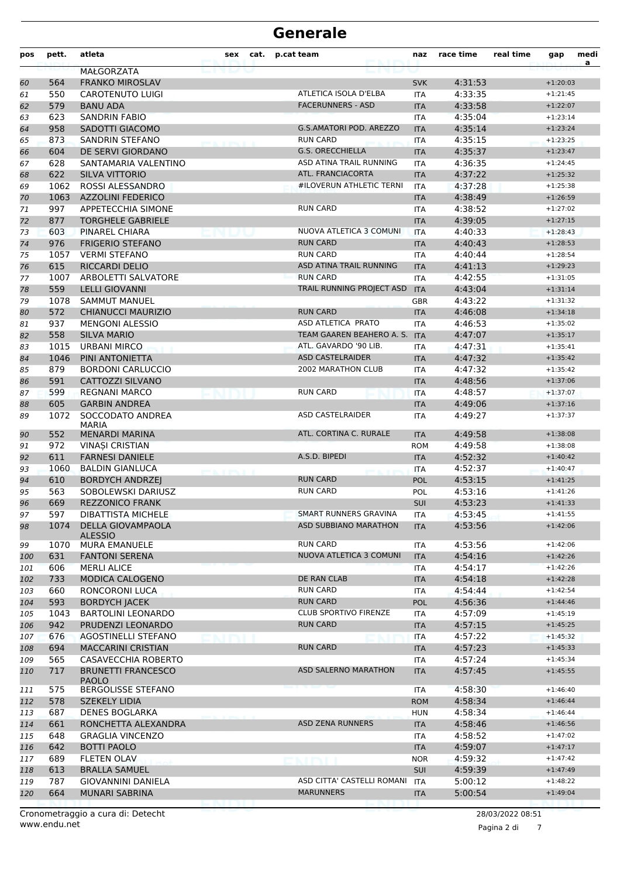# Generale

| pos | pett. | atleta | sex | cat. | p.cat | team | naz | race time | real time | gap | media |
|---|---|---|---|---|---|---|---|---|---|---|---|
| | | MAŁGORZATA | | | | | | | | | |
| 60 | 564 | FRANKO MIROSLAV | | | | | SVK | 4:31:53 | | +1:20:03 | |
| 61 | 550 | CAROTENUTO LUIGI | | | | ATLETICA ISOLA D'ELBA | ITA | 4:33:35 | | +1:21:45 | |
| 62 | 579 | BANU ADA | | | | FACERUNNERS - ASD | ITA | 4:33:58 | | +1:22:07 | |
| 63 | 623 | SANDRIN FABIO | | | | | ITA | 4:35:04 | | +1:23:14 | |
| 64 | 958 | SADOTTI GIACOMO | | | | G.S.AMATORI POD. AREZZO | ITA | 4:35:14 | | +1:23:24 | |
| 65 | 873 | SANDRIN STEFANO | | | | RUN CARD | ITA | 4:35:15 | | +1:23:25 | |
| 66 | 604 | DE SERVI GIORDANO | | | | G.S. ORECCHIELLA | ITA | 4:35:37 | | +1:23:47 | |
| 67 | 628 | SANTAMARIA VALENTINO | | | | ASD ATINA TRAIL RUNNING | ITA | 4:36:35 | | +1:24:45 | |
| 68 | 622 | SILVA VITTORIO | | | | ATL. FRANCIACORTA | ITA | 4:37:22 | | +1:25:32 | |
| 69 | 1062 | ROSSI ALESSANDRO | | | | #ILOVERUN ATHLETIC TERNI | ITA | 4:37:28 | | +1:25:38 | |
| 70 | 1063 | AZZOLINI FEDERICO | | | | | ITA | 4:38:49 | | +1:26:59 | |
| 71 | 997 | APPETECCHIA SIMONE | | | | RUN CARD | ITA | 4:38:52 | | +1:27:02 | |
| 72 | 877 | TORGHELE GABRIELE | | | | | ITA | 4:39:05 | | +1:27:15 | |
| 73 | 603 | PINAREL CHIARA | | | | NUOVA ATLETICA 3 COMUNI | ITA | 4:40:33 | | +1:28:43 | |
| 74 | 976 | FRIGERIO STEFANO | | | | RUN CARD | ITA | 4:40:43 | | +1:28:53 | |
| 75 | 1057 | VERMI STEFANO | | | | RUN CARD | ITA | 4:40:44 | | +1:28:54 | |
| 76 | 615 | RICCARDI DELIO | | | | ASD ATINA TRAIL RUNNING | ITA | 4:41:13 | | +1:29:23 | |
| 77 | 1007 | ARBOLETTI SALVATORE | | | | RUN CARD | ITA | 4:42:55 | | +1:31:05 | |
| 78 | 559 | LELLI GIOVANNI | | | | TRAIL RUNNING PROJECT ASD | ITA | 4:43:04 | | +1:31:14 | |
| 79 | 1078 | SAMMUT MANUEL | | | | | GBR | 4:43:22 | | +1:31:32 | |
| 80 | 572 | CHIANUCCI MAURIZIO | | | | RUN CARD | ITA | 4:46:08 | | +1:34:18 | |
| 81 | 937 | MENGONI ALESSIO | | | | ASD ATLETICA PRATO | ITA | 4:46:53 | | +1:35:02 | |
| 82 | 558 | SILVA MARIO | | | | TEAM GAAREN BEAHERO A. S. | ITA | 4:47:07 | | +1:35:17 | |
| 83 | 1015 | URBANI MIRCO | | | | ATL. GAVARDO '90 LIB. | ITA | 4:47:31 | | +1:35:41 | |
| 84 | 1046 | PINI ANTONIETTA | | | | ASD CASTELRAIDER | ITA | 4:47:32 | | +1:35:42 | |
| 85 | 879 | BORDONI CARLUCCIO | | | | 2002 MARATHON CLUB | ITA | 4:47:32 | | +1:35:42 | |
| 86 | 591 | CATTOZZI SILVANO | | | | | ITA | 4:48:56 | | +1:37:06 | |
| 87 | 599 | REGNANI MARCO | | | | RUN CARD | ITA | 4:48:57 | | +1:37:07 | |
| 88 | 605 | GARBIN ANDREA | | | | | ITA | 4:49:06 | | +1:37:16 | |
| 89 | 1072 | SOCCODATO ANDREA MARIA | | | | ASD CASTELRAIDER | ITA | 4:49:27 | | +1:37:37 | |
| 90 | 552 | MENARDI MARINA | | | | ATL. CORTINA C. RURALE | ITA | 4:49:58 | | +1:38:08 | |
| 91 | 972 | VINAȘI CRISTIAN | | | | | ROM | 4:49:58 | | +1:38:08 | |
| 92 | 611 | FARNESI DANIELE | | | | A.S.D. BIPEDI | ITA | 4:52:32 | | +1:40:42 | |
| 93 | 1060 | BALDIN GIANLUCA | | | | | ITA | 4:52:37 | | +1:40:47 | |
| 94 | 610 | BORDYCH ANDRZEJ | | | | RUN CARD | POL | 4:53:15 | | +1:41:25 | |
| 95 | 563 | SOBOLEWSKI DARIUSZ | | | | RUN CARD | POL | 4:53:16 | | +1:41:26 | |
| 96 | 669 | REZZONICO FRANK | | | | | SUI | 4:53:23 | | +1:41:33 | |
| 97 | 597 | DIBATTISTA MICHELE | | | | SMART RUNNERS GRAVINA | ITA | 4:53:45 | | +1:41:55 | |
| 98 | 1074 | DELLA GIOVAMPAOLA ALESSIO | | | | ASD SUBBIANO MARATHON | ITA | 4:53:56 | | +1:42:06 | |
| 99 | 1070 | MURA EMANUELE | | | | RUN CARD | ITA | 4:53:56 | | +1:42:06 | |
| 100 | 631 | FANTONI SERENA | | | | NUOVA ATLETICA 3 COMUNI | ITA | 4:54:16 | | +1:42:26 | |
| 101 | 606 | MERLI ALICE | | | | | ITA | 4:54:17 | | +1:42:26 | |
| 102 | 733 | MODICA CALOGENO | | | | DE RAN CLAB | ITA | 4:54:18 | | +1:42:28 | |
| 103 | 660 | RONCORONI LUCA | | | | RUN CARD | ITA | 4:54:44 | | +1:42:54 | |
| 104 | 593 | BORDYCH JACEK | | | | RUN CARD | POL | 4:56:36 | | +1:44:46 | |
| 105 | 1043 | BARTOLINI LEONARDO | | | | CLUB SPORTIVO FIRENZE | ITA | 4:57:09 | | +1:45:19 | |
| 106 | 942 | PRUDENZI LEONARDO | | | | RUN CARD | ITA | 4:57:15 | | +1:45:25 | |
| 107 | 676 | AGOSTINELLI STEFANO | | | | | ITA | 4:57:22 | | +1:45:32 | |
| 108 | 694 | MACCARINI CRISTIAN | | | | RUN CARD | ITA | 4:57:23 | | +1:45:33 | |
| 109 | 565 | CASAVECCHIA ROBERTO | | | | | ITA | 4:57:24 | | +1:45:34 | |
| 110 | 717 | BRUNETTI FRANCESCO PAOLO | | | | ASD SALERNO MARATHON | ITA | 4:57:45 | | +1:45:55 | |
| 111 | 575 | BERGOLISSE STEFANO | | | | | ITA | 4:58:30 | | +1:46:40 | |
| 112 | 578 | SZEKELY LIDIA | | | | | ROM | 4:58:34 | | +1:46:44 | |
| 113 | 687 | DENES BOGLARKA | | | | | HUN | 4:58:34 | | +1:46:44 | |
| 114 | 661 | RONCHETTA ALEXANDRA | | | | ASD ZENA RUNNERS | ITA | 4:58:46 | | +1:46:56 | |
| 115 | 648 | GRAGLIA VINCENZO | | | | | ITA | 4:58:52 | | +1:47:02 | |
| 116 | 642 | BOTTI PAOLO | | | | | ITA | 4:59:07 | | +1:47:17 | |
| 117 | 689 | FLETEN OLAV | | | | | NOR | 4:59:32 | | +1:47:42 | |
| 118 | 613 | BRALLA SAMUEL | | | | | SUI | 4:59:39 | | +1:47:49 | |
| 119 | 787 | GIOVANNINI DANIELA | | | | ASD CITTA' CASTELLI ROMANI | ITA | 5:00:12 | | +1:48:22 | |
| 120 | 664 | MUNARI SABRINA | | | | MARUNNERS | ITA | 5:00:54 | | +1:49:04 | |

Cronometraggio a cura di: Detecht
www.endu.net

28/03/2022 08:51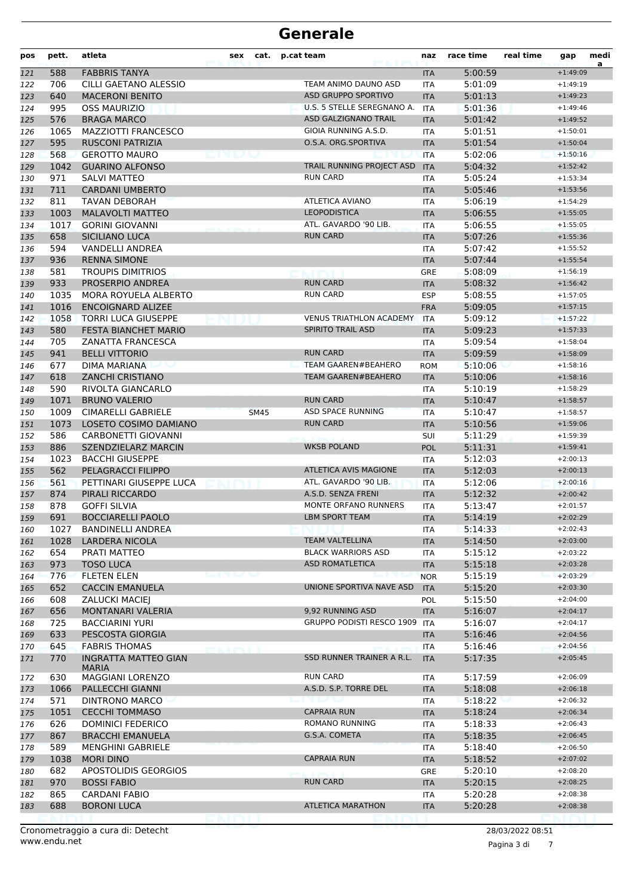# Generale

| pos | pett. | atleta | sex | cat. | p.cat | team | naz | race time | real time | gap | media |
|---|---|---|---|---|---|---|---|---|---|---|---|
| 121 | 588 | FABBRIS TANYA | | | | | ITA | 5:00:59 | | +1:49:09 | |
| 122 | 706 | CILLI GAETANO ALESSIO | | | | TEAM ANIMO DAUNO ASD | ITA | 5:01:09 | | +1:49:19 | |
| 123 | 640 | MACERONI BENITO | | | | ASD GRUPPO SPORTIVO | ITA | 5:01:13 | | +1:49:23 | |
| 124 | 995 | OSS MAURIZIO | | | | U.S. 5 STELLE SEREGNANO A. | ITA | 5:01:36 | | +1:49:46 | |
| 125 | 576 | BRAGA MARCO | | | | ASD GALZIGNANO TRAIL | ITA | 5:01:42 | | +1:49:52 | |
| 126 | 1065 | MAZZIOTTI FRANCESCO | | | | GIOIA RUNNING A.S.D. | ITA | 5:01:51 | | +1:50:01 | |
| 127 | 595 | RUSCONI PATRIZIA | | | | O.S.A. ORG.SPORTIVA | ITA | 5:01:54 | | +1:50:04 | |
| 128 | 568 | GEROTTO MAURO | | | | | ITA | 5:02:06 | | +1:50:16 | |
| 129 | 1042 | GUARINO ALFONSO | | | | TRAIL RUNNING PROJECT ASD | ITA | 5:04:32 | | +1:52:42 | |
| 130 | 971 | SALVI MATTEO | | | | RUN CARD | ITA | 5:05:24 | | +1:53:34 | |
| 131 | 711 | CARDANI UMBERTO | | | | | ITA | 5:05:46 | | +1:53:56 | |
| 132 | 811 | TAVAN DEBORAH | | | | ATLETICA AVIANO | ITA | 5:06:19 | | +1:54:29 | |
| 133 | 1003 | MALAVOLTI MATTEO | | | | LEOPODISTICA | ITA | 5:06:55 | | +1:55:05 | |
| 134 | 1017 | GORINI GIOVANNI | | | | ATL. GAVARDO '90 LIB. | ITA | 5:06:55 | | +1:55:05 | |
| 135 | 658 | SICILIANO LUCA | | | | RUN CARD | ITA | 5:07:26 | | +1:55:36 | |
| 136 | 594 | VANDELLI ANDREA | | | | | ITA | 5:07:42 | | +1:55:52 | |
| 137 | 936 | RENNA SIMONE | | | | | ITA | 5:07:44 | | +1:55:54 | |
| 138 | 581 | TROUPIS DIMITRIOS | | | | | GRE | 5:08:09 | | +1:56:19 | |
| 139 | 933 | PROSERPIO ANDREA | | | | RUN CARD | ITA | 5:08:32 | | +1:56:42 | |
| 140 | 1035 | MORA ROYUELA ALBERTO | | | | RUN CARD | ESP | 5:08:55 | | +1:57:05 | |
| 141 | 1016 | ENCOIGNARD ALIZEE | | | | | FRA | 5:09:05 | | +1:57:15 | |
| 142 | 1058 | TORRI LUCA GIUSEPPE | | | | VENUS TRIATHLON ACADEMY | ITA | 5:09:12 | | +1:57:22 | |
| 143 | 580 | FESTA BIANCHET MARIO | | | | SPIRITO TRAIL ASD | ITA | 5:09:23 | | +1:57:33 | |
| 144 | 705 | ZANATTA FRANCESCA | | | | | ITA | 5:09:54 | | +1:58:04 | |
| 145 | 941 | BELLI VITTORIO | | | | RUN CARD | ITA | 5:09:59 | | +1:58:09 | |
| 146 | 677 | DIMA MARIANA | | | | TEAM GAAREN#BEAHERO | ROM | 5:10:06 | | +1:58:16 | |
| 147 | 618 | ZANCHI CRISTIANO | | | | TEAM GAAREN#BEAHERO | ITA | 5:10:06 | | +1:58:16 | |
| 148 | 590 | RIVOLTA GIANCARLO | | | | | ITA | 5:10:19 | | +1:58:29 | |
| 149 | 1071 | BRUNO VALERIO | | | | RUN CARD | ITA | 5:10:47 | | +1:58:57 | |
| 150 | 1009 | CIMARELLI GABRIELE | | SM45 | | ASD SPACE RUNNING | ITA | 5:10:47 | | +1:58:57 | |
| 151 | 1073 | LOSETO COSIMO DAMIANO | | | | RUN CARD | ITA | 5:10:56 | | +1:59:06 | |
| 152 | 586 | CARBONETTI GIOVANNI | | | | | SUI | 5:11:29 | | +1:59:39 | |
| 153 | 886 | SZENDZIELARZ MARCIN | | | | WKSB POLAND | POL | 5:11:31 | | +1:59:41 | |
| 154 | 1023 | BACCHI GIUSEPPE | | | | | ITA | 5:12:03 | | +2:00:13 | |
| 155 | 562 | PELAGRACCI FILIPPO | | | | ATLETICA AVIS MAGIONE | ITA | 5:12:03 | | +2:00:13 | |
| 156 | 561 | PETTINARI GIUSEPPE LUCA | | | | ATL. GAVARDO '90 LIB. | ITA | 5:12:06 | | +2:00:16 | |
| 157 | 874 | PIRALI RICCARDO | | | | A.S.D. SENZA FRENI | ITA | 5:12:32 | | +2:00:42 | |
| 158 | 878 | GOFFI SILVIA | | | | MONTE ORFANO RUNNERS | ITA | 5:13:47 | | +2:01:57 | |
| 159 | 691 | BOCCIARELLI PAOLO | | | | LBM SPORT TEAM | ITA | 5:14:19 | | +2:02:29 | |
| 160 | 1027 | BANDINELLI ANDREA | | | | | ITA | 5:14:33 | | +2:02:43 | |
| 161 | 1028 | LARDERA NICOLA | | | | TEAM VALTELLINA | ITA | 5:14:50 | | +2:03:00 | |
| 162 | 654 | PRATI MATTEO | | | | BLACK WARRIORS ASD | ITA | 5:15:12 | | +2:03:22 | |
| 163 | 973 | TOSO LUCA | | | | ASD ROMATLETICA | ITA | 5:15:18 | | +2:03:28 | |
| 164 | 776 | FLETEN ELEN | | | | | NOR | 5:15:19 | | +2:03:29 | |
| 165 | 652 | CACCIN EMANUELA | | | | UNIONE SPORTIVA NAVE ASD | ITA | 5:15:20 | | +2:03:30 | |
| 166 | 608 | ZALUCKI MACIEJ | | | | | POL | 5:15:50 | | +2:04:00 | |
| 167 | 656 | MONTANARI VALERIA | | | | 9,92 RUNNING ASD | ITA | 5:16:07 | | +2:04:17 | |
| 168 | 725 | BACCIARINI YURI | | | | GRUPPO PODISTI RESCO 1909 | ITA | 5:16:07 | | +2:04:17 | |
| 169 | 633 | PESCOSTA GIORGIA | | | | | ITA | 5:16:46 | | +2:04:56 | |
| 170 | 645 | FABRIS THOMAS | | | | | ITA | 5:16:46 | | +2:04:56 | |
| 171 | 770 | INGRATTA MATTEO GIAN MARIA | | | | SSD RUNNER TRAINER A R.L. | ITA | 5:17:35 | | +2:05:45 | |
| 172 | 630 | MAGGIANI LORENZO | | | | RUN CARD | ITA | 5:17:59 | | +2:06:09 | |
| 173 | 1066 | PALLECCHI GIANNI | | | | A.S.D. S.P. TORRE DEL | ITA | 5:18:08 | | +2:06:18 | |
| 174 | 571 | DINTRONO MARCO | | | | | ITA | 5:18:22 | | +2:06:32 | |
| 175 | 1051 | CECCHI TOMMASO | | | | CAPRAIA RUN | ITA | 5:18:24 | | +2:06:34 | |
| 176 | 626 | DOMINICI FEDERICO | | | | ROMANO RUNNING | ITA | 5:18:33 | | +2:06:43 | |
| 177 | 867 | BRACCHI EMANUELA | | | | G.S.A. COMETA | ITA | 5:18:35 | | +2:06:45 | |
| 178 | 589 | MENGHINI GABRIELE | | | | | ITA | 5:18:40 | | +2:06:50 | |
| 179 | 1038 | MORI DINO | | | | CAPRAIA RUN | ITA | 5:18:52 | | +2:07:02 | |
| 180 | 682 | APOSTOLIDIS GEORGIOS | | | | | GRE | 5:20:10 | | +2:08:20 | |
| 181 | 970 | BOSSI FABIO | | | | RUN CARD | ITA | 5:20:15 | | +2:08:25 | |
| 182 | 865 | CARDANI FABIO | | | | | ITA | 5:20:28 | | +2:08:38 | |
| 183 | 688 | BORONI LUCA | | | | ATLETICA MARATHON | ITA | 5:20:28 | | +2:08:38 | |

Cronometraggio a cura di: Detecht
www.endu.net

28/03/2022 08:51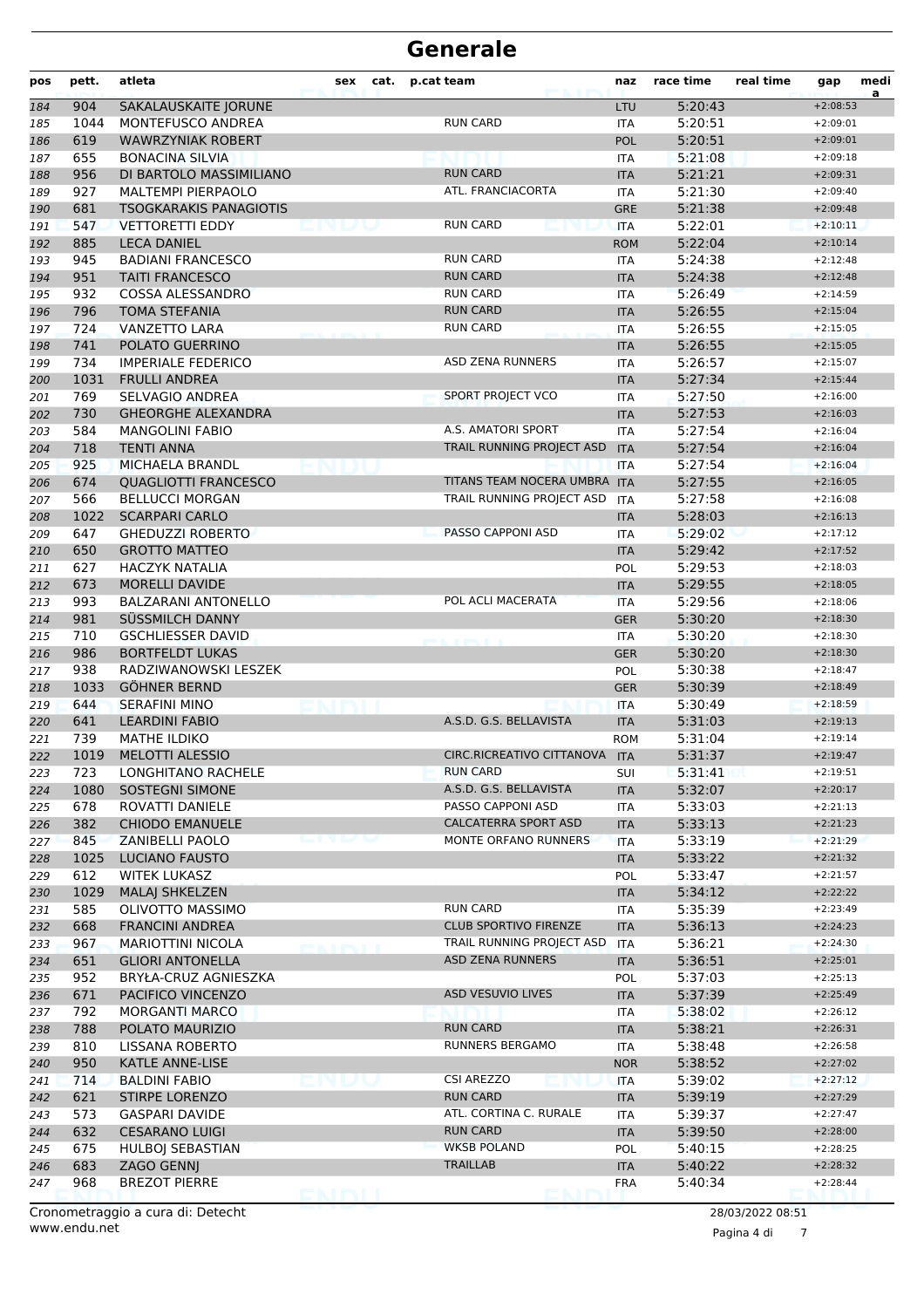# Generale

| pos | pett. | atleta | sex | cat. | p.cat | team | naz | race time | real time | gap | media |
|---|---|---|---|---|---|---|---|---|---|---|---|
| 184 | 904 | SAKALAUSKAITE JORUNE | | | | | LTU | 5:20:43 | | +2:08:53 | |
| 185 | 1044 | MONTEFUSCO ANDREA | | | | RUN CARD | ITA | 5:20:51 | | +2:09:01 | |
| 186 | 619 | WAWRZYNIAK ROBERT | | | | | POL | 5:20:51 | | +2:09:01 | |
| 187 | 655 | BONACINA SILVIA | | | | | ITA | 5:21:08 | | +2:09:18 | |
| 188 | 956 | DI BARTOLO MASSIMILIANO | | | | RUN CARD | ITA | 5:21:21 | | +2:09:31 | |
| 189 | 927 | MALTEMPI PIERPAOLO | | | | ATL. FRANCIACORTA | ITA | 5:21:30 | | +2:09:40 | |
| 190 | 681 | TSOGKARAKIS PANAGIOTIS | | | | | GRE | 5:21:38 | | +2:09:48 | |
| 191 | 547 | VETTORETTI EDDY | | | | RUN CARD | ITA | 5:22:01 | | +2:10:11 | |
| 192 | 885 | LECA DANIEL | | | | | ROM | 5:22:04 | | +2:10:14 | |
| 193 | 945 | BADIANI FRANCESCO | | | | RUN CARD | ITA | 5:24:38 | | +2:12:48 | |
| 194 | 951 | TAITI FRANCESCO | | | | RUN CARD | ITA | 5:24:38 | | +2:12:48 | |
| 195 | 932 | COSSA ALESSANDRO | | | | RUN CARD | ITA | 5:26:49 | | +2:14:59 | |
| 196 | 796 | TOMA STEFANIA | | | | RUN CARD | ITA | 5:26:55 | | +2:15:04 | |
| 197 | 724 | VANZETTO LARA | | | | RUN CARD | ITA | 5:26:55 | | +2:15:05 | |
| 198 | 741 | POLATO GUERRINO | | | | | ITA | 5:26:55 | | +2:15:05 | |
| 199 | 734 | IMPERIALE FEDERICO | | | | ASD ZENA RUNNERS | ITA | 5:26:57 | | +2:15:07 | |
| 200 | 1031 | FRULLI ANDREA | | | | | ITA | 5:27:34 | | +2:15:44 | |
| 201 | 769 | SELVAGIO ANDREA | | | | SPORT PROJECT VCO | ITA | 5:27:50 | | +2:16:00 | |
| 202 | 730 | GHEORGHE ALEXANDRA | | | | | ITA | 5:27:53 | | +2:16:03 | |
| 203 | 584 | MANGOLINI FABIO | | | | A.S. AMATORI SPORT | ITA | 5:27:54 | | +2:16:04 | |
| 204 | 718 | TENTI ANNA | | | | TRAIL RUNNING PROJECT ASD | ITA | 5:27:54 | | +2:16:04 | |
| 205 | 925 | MICHAELA BRANDL | | | | | ITA | 5:27:54 | | +2:16:04 | |
| 206 | 674 | QUAGLIOTTI FRANCESCO | | | | TITANS TEAM NOCERA UMBRA | ITA | 5:27:55 | | +2:16:05 | |
| 207 | 566 | BELLUCCI MORGAN | | | | TRAIL RUNNING PROJECT ASD | ITA | 5:27:58 | | +2:16:08 | |
| 208 | 1022 | SCARPARI CARLO | | | | | ITA | 5:28:03 | | +2:16:13 | |
| 209 | 647 | GHEDUZZI ROBERTO | | | | PASSO CAPPONI ASD | ITA | 5:29:02 | | +2:17:12 | |
| 210 | 650 | GROTTO MATTEO | | | | | ITA | 5:29:42 | | +2:17:52 | |
| 211 | 627 | HACZYK NATALIA | | | | | POL | 5:29:53 | | +2:18:03 | |
| 212 | 673 | MORELLI DAVIDE | | | | | ITA | 5:29:55 | | +2:18:05 | |
| 213 | 993 | BALZARANI ANTONELLO | | | | POL ACLI MACERATA | ITA | 5:29:56 | | +2:18:06 | |
| 214 | 981 | SÜSSMILCH DANNY | | | | | GER | 5:30:20 | | +2:18:30 | |
| 215 | 710 | GSCHLIESSER DAVID | | | | | ITA | 5:30:20 | | +2:18:30 | |
| 216 | 986 | BORTFELDT LUKAS | | | | | GER | 5:30:20 | | +2:18:30 | |
| 217 | 938 | RADZIWANOWSKI LESZEK | | | | | POL | 5:30:38 | | +2:18:47 | |
| 218 | 1033 | GÖHNER BERND | | | | | GER | 5:30:39 | | +2:18:49 | |
| 219 | 644 | SERAFINI MINO | | | | | ITA | 5:30:49 | | +2:18:59 | |
| 220 | 641 | LEARDINI FABIO | | | | A.S.D. G.S. BELLAVISTA | ITA | 5:31:03 | | +2:19:13 | |
| 221 | 739 | MATHE ILDIKO | | | | | ROM | 5:31:04 | | +2:19:14 | |
| 222 | 1019 | MELOTTI ALESSIO | | | | CIRC.RICREATIVO CITTANOVA | ITA | 5:31:37 | | +2:19:47 | |
| 223 | 723 | LONGHITANO RACHELE | | | | RUN CARD | SUI | 5:31:41 | | +2:19:51 | |
| 224 | 1080 | SOSTEGNI SIMONE | | | | A.S.D. G.S. BELLAVISTA | ITA | 5:32:07 | | +2:20:17 | |
| 225 | 678 | ROVATTI DANIELE | | | | PASSO CAPPONI ASD | ITA | 5:33:03 | | +2:21:13 | |
| 226 | 382 | CHIODO EMANUELE | | | | CALCATERRA SPORT ASD | ITA | 5:33:13 | | +2:21:23 | |
| 227 | 845 | ZANIBELLI PAOLO | | | | MONTE ORFANO RUNNERS | ITA | 5:33:19 | | +2:21:29 | |
| 228 | 1025 | LUCIANO FAUSTO | | | | | ITA | 5:33:22 | | +2:21:32 | |
| 229 | 612 | WITEK LUKASZ | | | | | POL | 5:33:47 | | +2:21:57 | |
| 230 | 1029 | MALAJ SHKELZEN | | | | | ITA | 5:34:12 | | +2:22:22 | |
| 231 | 585 | OLIVOTTO MASSIMO | | | | RUN CARD | ITA | 5:35:39 | | +2:23:49 | |
| 232 | 668 | FRANCINI ANDREA | | | | CLUB SPORTIVO FIRENZE | ITA | 5:36:13 | | +2:24:23 | |
| 233 | 967 | MARIOTTINI NICOLA | | | | TRAIL RUNNING PROJECT ASD | ITA | 5:36:21 | | +2:24:30 | |
| 234 | 651 | GLIORI ANTONELLA | | | | ASD ZENA RUNNERS | ITA | 5:36:51 | | +2:25:01 | |
| 235 | 952 | BRYŁA-CRUZ AGNIESZKA | | | | | POL | 5:37:03 | | +2:25:13 | |
| 236 | 671 | PACIFICO VINCENZO | | | | ASD VESUVIO LIVES | ITA | 5:37:39 | | +2:25:49 | |
| 237 | 792 | MORGANTI MARCO | | | | | ITA | 5:38:02 | | +2:26:12 | |
| 238 | 788 | POLATO MAURIZIO | | | | RUN CARD | ITA | 5:38:21 | | +2:26:31 | |
| 239 | 810 | LISSANA ROBERTO | | | | RUNNERS BERGAMO | ITA | 5:38:48 | | +2:26:58 | |
| 240 | 950 | KATLE ANNE-LISE | | | | | NOR | 5:38:52 | | +2:27:02 | |
| 241 | 714 | BALDINI FABIO | | | | CSI AREZZO | ITA | 5:39:02 | | +2:27:12 | |
| 242 | 621 | STIRPE LORENZO | | | | RUN CARD | ITA | 5:39:19 | | +2:27:29 | |
| 243 | 573 | GASPARI DAVIDE | | | | ATL. CORTINA C. RURALE | ITA | 5:39:37 | | +2:27:47 | |
| 244 | 632 | CESARANO LUIGI | | | | RUN CARD | ITA | 5:39:50 | | +2:28:00 | |
| 245 | 675 | HULBOJ SEBASTIAN | | | | WKSB POLAND | POL | 5:40:15 | | +2:28:25 | |
| 246 | 683 | ZAGO GENNJ | | | | TRAILLAB | ITA | 5:40:22 | | +2:28:32 | |
| 247 | 968 | BREZOT PIERRE | | | | | FRA | 5:40:34 | | +2:28:44 | |

Cronometraggio a cura di: Detecht
www.endu.net

28/03/2022 08:51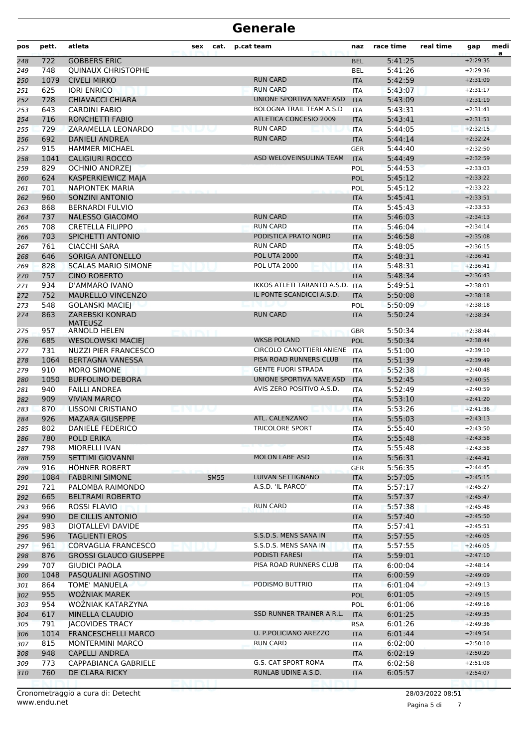# Generale

| pos | pett. | atleta | sex | cat. | p.cat | team | naz | race time | real time | gap | media |
|---|---|---|---|---|---|---|---|---|---|---|---|
| 248 | 722 | GOBBERS ERIC | | | | | BEL | 5:41:25 | | +2:29:35 | |
| 249 | 748 | QUINAUX CHRISTOPHE | | | | | BEL | 5:41:26 | | +2:29:36 | |
| 250 | 1079 | CIVELI MIRKO | | | | RUN CARD | ITA | 5:42:59 | | +2:31:09 | |
| 251 | 625 | IORI ENRICO | | | | RUN CARD | ITA | 5:43:07 | | +2:31:17 | |
| 252 | 728 | CHIAVACCI CHIARA | | | | UNIONE SPORTIVA NAVE ASD | ITA | 5:43:09 | | +2:31:19 | |
| 253 | 643 | CARDINI FABIO | | | | BOLOGNA TRAIL TEAM A.S.D | ITA | 5:43:31 | | +2:31:41 | |
| 254 | 716 | RONCHETTI FABIO | | | | ATLETICA CONCESIO 2009 | ITA | 5:43:41 | | +2:31:51 | |
| 255 | 729 | ZARAMELLA LEONARDO | | | | RUN CARD | ITA | 5:44:05 | | +2:32:15 | |
| 256 | 692 | DANIELI ANDREA | | | | RUN CARD | ITA | 5:44:14 | | +2:32:24 | |
| 257 | 915 | HAMMER MICHAEL | | | | | GER | 5:44:40 | | +2:32:50 | |
| 258 | 1041 | CALIGIURI ROCCO | | | | ASD WELOVEINSULINA TEAM | ITA | 5:44:49 | | +2:32:59 | |
| 259 | 829 | OCHNIO ANDRZEJ | | | | | POL | 5:44:53 | | +2:33:03 | |
| 260 | 624 | KASPERKIEWICZ MAJA | | | | | POL | 5:45:12 | | +2:33:22 | |
| 261 | 701 | NAPIONTEK MARIA | | | | | POL | 5:45:12 | | +2:33:22 | |
| 262 | 960 | SONZINI ANTONIO | | | | | ITA | 5:45:41 | | +2:33:51 | |
| 263 | 868 | BERNARDI FULVIO | | | | | ITA | 5:45:43 | | +2:33:53 | |
| 264 | 737 | NALESSO GIACOMO | | | | RUN CARD | ITA | 5:46:03 | | +2:34:13 | |
| 265 | 708 | CRETELLA FILIPPO | | | | RUN CARD | ITA | 5:46:04 | | +2:34:14 | |
| 266 | 703 | SPICHETTI ANTONIO | | | | PODISTICA PRATO NORD | ITA | 5:46:58 | | +2:35:08 | |
| 267 | 761 | CIACCHI SARA | | | | RUN CARD | ITA | 5:48:05 | | +2:36:15 | |
| 268 | 646 | SORIGA ANTONELLO | | | | POL UTA 2000 | ITA | 5:48:31 | | +2:36:41 | |
| 269 | 828 | SCALAS MARIO SIMONE | | | | POL UTA 2000 | ITA | 5:48:31 | | +2:36:41 | |
| 270 | 757 | CINO ROBERTO | | | | | ITA | 5:48:34 | | +2:36:43 | |
| 271 | 934 | D'AMMARO IVANO | | | | IKKOS ATLETI TARANTO A.S.D. | ITA | 5:49:51 | | +2:38:01 | |
| 272 | 752 | MAURELLO VINCENZO | | | | IL PONTE SCANDICCI A.S.D. | ITA | 5:50:08 | | +2:38:18 | |
| 273 | 548 | GOLANSKI MACIEJ | | | | | POL | 5:50:09 | | +2:38:18 | |
| 274 | 863 | ZAREBSKI KONRAD MATEUSZ | | | | RUN CARD | ITA | 5:50:24 | | +2:38:34 | |
| 275 | 957 | ARNOLD HELEN | | | | | GBR | 5:50:34 | | +2:38:44 | |
| 276 | 685 | WESOLOWSKI MACIEJ | | | | WKSB POLAND | POL | 5:50:34 | | +2:38:44 | |
| 277 | 731 | NUZZI PIER FRANCESCO | | | | CIRCOLO CANOTTIERI ANIENE | ITA | 5:51:00 | | +2:39:10 | |
| 278 | 1064 | BERTAGNA VANESSA | | | | PISA ROAD RUNNERS CLUB | ITA | 5:51:39 | | +2:39:49 | |
| 279 | 910 | MORO SIMONE | | | | GENTE FUORI STRADA | ITA | 5:52:38 | | +2:40:48 | |
| 280 | 1050 | BUFFOLINO DEBORA | | | | UNIONE SPORTIVA NAVE ASD | ITA | 5:52:45 | | +2:40:55 | |
| 281 | 940 | FAILLI ANDREA | | | | AVIS ZERO POSITIVO A.S.D. | ITA | 5:52:49 | | +2:40:59 | |
| 282 | 909 | VIVIAN MARCO | | | | | ITA | 5:53:10 | | +2:41:20 | |
| 283 | 870 | LISSONI CRISTIANO | | | | | ITA | 5:53:26 | | +2:41:36 | |
| 284 | 926 | MAZARA GIUSEPPE | | | | ATL. CALENZANO | ITA | 5:55:03 | | +2:43:13 | |
| 285 | 802 | DANIELE FEDERICO | | | | TRICOLORE SPORT | ITA | 5:55:40 | | +2:43:50 | |
| 286 | 780 | POLD ERIKA | | | | | ITA | 5:55:48 | | +2:43:58 | |
| 287 | 798 | MIORELLI IVAN | | | | | ITA | 5:55:48 | | +2:43:58 | |
| 288 | 759 | SETTIMI GIOVANNI | | | | MOLON LABE ASD | ITA | 5:56:31 | | +2:44:41 | |
| 289 | 916 | HÖHNER ROBERT | | | | | GER | 5:56:35 | | +2:44:45 | |
| 290 | 1084 | FABBRINI SIMONE | | SM55 | | LUIVAN SETTIGNANO | ITA | 5:57:05 | | +2:45:15 | |
| 291 | 721 | PALOMBA RAIMONDO | | | | A.S.D. 'IL PARCO' | ITA | 5:57:17 | | +2:45:27 | |
| 292 | 665 | BELTRAMI ROBERTO | | | | | ITA | 5:57:37 | | +2:45:47 | |
| 293 | 966 | ROSSI FLAVIO | | | | RUN CARD | ITA | 5:57:38 | | +2:45:48 | |
| 294 | 990 | DE CILLIS ANTONIO | | | | | ITA | 5:57:40 | | +2:45:50 | |
| 295 | 983 | DIOTALLEVI DAVIDE | | | | | ITA | 5:57:41 | | +2:45:51 | |
| 296 | 596 | TAGLIENTI EROS | | | | S.S.D.S. MENS SANA IN | ITA | 5:57:55 | | +2:46:05 | |
| 297 | 961 | CORVAGLIA FRANCESCO | | | | S.S.D.S. MENS SANA IN | ITA | 5:57:55 | | +2:46:05 | |
| 298 | 876 | GROSSI GLAUCO GIUSEPPE | | | | PODISTI FARESI | ITA | 5:59:01 | | +2:47:10 | |
| 299 | 707 | GIUDICI PAOLA | | | | PISA ROAD RUNNERS CLUB | ITA | 6:00:04 | | +2:48:14 | |
| 300 | 1048 | PASQUALINI AGOSTINO | | | | | ITA | 6:00:59 | | +2:49:09 | |
| 301 | 864 | TOME' MANUELA | | | | PODISMO BUTTRIO | ITA | 6:01:04 | | +2:49:13 | |
| 302 | 955 | WOŹNIAK MAREK | | | | | POL | 6:01:05 | | +2:49:15 | |
| 303 | 954 | WOŹNIAK KATARZYNA | | | | | POL | 6:01:06 | | +2:49:16 | |
| 304 | 617 | MINELLA CLAUDIO | | | | SSD RUNNER TRAINER A R.L. | ITA | 6:01:25 | | +2:49:35 | |
| 305 | 791 | JACOVIDES TRACY | | | | | RSA | 6:01:26 | | +2:49:36 | |
| 306 | 1014 | FRANCESCHELLI MARCO | | | | U. P.POLICIANO AREZZO | ITA | 6:01:44 | | +2:49:54 | |
| 307 | 815 | MONTERMINI MARCO | | | | RUN CARD | ITA | 6:02:00 | | +2:50:10 | |
| 308 | 948 | CAPELLI ANDREA | | | | | ITA | 6:02:19 | | +2:50:29 | |
| 309 | 773 | CAPPABIANCA GABRIELE | | | | G.S. CAT SPORT ROMA | ITA | 6:02:58 | | +2:51:08 | |
| 310 | 760 | DE CLARA RICKY | | | | RUNLAB UDINE A.S.D. | ITA | 6:05:57 | | +2:54:07 | |

Cronometraggio a cura di: Detecht
www.endu.net

28/03/2022 08:51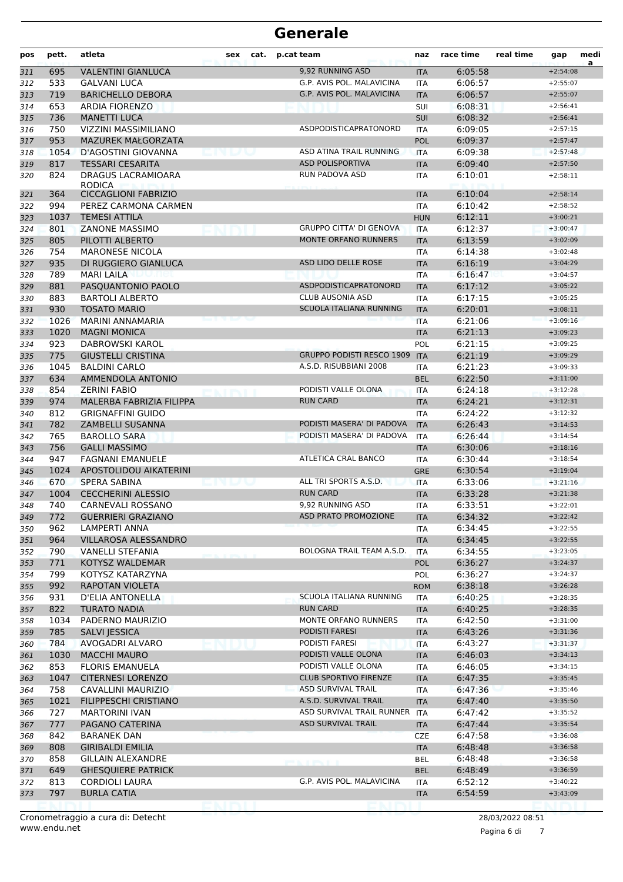# Generale

| pos | pett. | atleta | sex | cat. | p.cat | team | naz | race time | real time | gap | media |
|---|---|---|---|---|---|---|---|---|---|---|---|
| 311 | 695 | VALENTINI GIANLUCA | | | | 9,92 RUNNING ASD | ITA | 6:05:58 | | +2:54:08 | |
| 312 | 533 | GALVANI LUCA | | | | G.P. AVIS POL. MALAVICINA | ITA | 6:06:57 | | +2:55:07 | |
| 313 | 719 | BARICHELLO DEBORA | | | | G.P. AVIS POL. MALAVICINA | ITA | 6:06:57 | | +2:55:07 | |
| 314 | 653 | ARDIA FIORENZO | | | | | SUI | 6:08:31 | | +2:56:41 | |
| 315 | 736 | MANETTI LUCA | | | | | SUI | 6:08:32 | | +2:56:41 | |
| 316 | 750 | VIZZINI MASSIMILIANO | | | | ASDPODISTICAPRATONORD | ITA | 6:09:05 | | +2:57:15 | |
| 317 | 953 | MAZUREK MAŁGORZATA | | | | | POL | 6:09:37 | | +2:57:47 | |
| 318 | 1054 | D'AGOSTINI GIOVANNA | | | | ASD ATINA TRAIL RUNNING | ITA | 6:09:38 | | +2:57:48 | |
| 319 | 817 | TESSARI CESARITA | | | | ASD POLISPORTIVA | ITA | 6:09:40 | | +2:57:50 | |
| 320 | 824 | DRAGUS LACRAMIOARA RODICA | | | | RUN PADOVA ASD | ITA | 6:10:01 | | +2:58:11 | |
| 321 | 364 | CICCAGLIONI FABRIZIO | | | | | ITA | 6:10:04 | | +2:58:14 | |
| 322 | 994 | PEREZ CARMONA CARMEN | | | | | ITA | 6:10:42 | | +2:58:52 | |
| 323 | 1037 | TEMESI ATTILA | | | | | HUN | 6:12:11 | | +3:00:21 | |
| 324 | 801 | ZANONE MASSIMO | | | | GRUPPO CITTA' DI GENOVA | ITA | 6:12:37 | | +3:00:47 | |
| 325 | 805 | PILOTTI ALBERTO | | | | MONTE ORFANO RUNNERS | ITA | 6:13:59 | | +3:02:09 | |
| 326 | 754 | MARONESE NICOLA | | | | | ITA | 6:14:38 | | +3:02:48 | |
| 327 | 935 | DI RUGGIERO GIANLUCA | | | | ASD LIDO DELLE ROSE | ITA | 6:16:19 | | +3:04:29 | |
| 328 | 789 | MARI LAILA | | | | | ITA | 6:16:47 | | +3:04:57 | |
| 329 | 881 | PASQUANTONIO PAOLO | | | | ASDPODISTICAPRATONORD | ITA | 6:17:12 | | +3:05:22 | |
| 330 | 883 | BARTOLI ALBERTO | | | | CLUB AUSONIA ASD | ITA | 6:17:15 | | +3:05:25 | |
| 331 | 930 | TOSATO MARIO | | | | SCUOLA ITALIANA RUNNING | ITA | 6:20:01 | | +3:08:11 | |
| 332 | 1026 | MARINI ANNAMARIA | | | | | ITA | 6:21:06 | | +3:09:16 | |
| 333 | 1020 | MAGNI MONICA | | | | | ITA | 6:21:13 | | +3:09:23 | |
| 334 | 923 | DABROWSKI KAROL | | | | | POL | 6:21:15 | | +3:09:25 | |
| 335 | 775 | GIUSTELLI CRISTINA | | | | GRUPPO PODISTI RESCO 1909 | ITA | 6:21:19 | | +3:09:29 | |
| 336 | 1045 | BALDINI CARLO | | | | A.S.D. RISUBBIANI 2008 | ITA | 6:21:23 | | +3:09:33 | |
| 337 | 634 | AMMENDOLA ANTONIO | | | | | BEL | 6:22:50 | | +3:11:00 | |
| 338 | 854 | ZERINI FABIO | | | | PODISTI VALLE OLONA | ITA | 6:24:18 | | +3:12:28 | |
| 339 | 974 | MALERBA FABRIZIA FILIPPA | | | | RUN CARD | ITA | 6:24:21 | | +3:12:31 | |
| 340 | 812 | GRIGNAFFINI GUIDO | | | | | ITA | 6:24:22 | | +3:12:32 | |
| 341 | 782 | ZAMBELLI SUSANNA | | | | PODISTI MASERA' DI PADOVA | ITA | 6:26:43 | | +3:14:53 | |
| 342 | 765 | BAROLLO SARA | | | | PODISTI MASERA' DI PADOVA | ITA | 6:26:44 | | +3:14:54 | |
| 343 | 756 | GALLI MASSIMO | | | | | ITA | 6:30:06 | | +3:18:16 | |
| 344 | 947 | FAGNANI EMANUELE | | | | ATLETICA CRAL BANCO | ITA | 6:30:44 | | +3:18:54 | |
| 345 | 1024 | APOSTOLIDOU AIKATERINI | | | | | GRE | 6:30:54 | | +3:19:04 | |
| 346 | 670 | SPERA SABINA | | | | ALL TRI SPORTS A.S.D. | ITA | 6:33:06 | | +3:21:16 | |
| 347 | 1004 | CECCHERINI ALESSIO | | | | RUN CARD | ITA | 6:33:28 | | +3:21:38 | |
| 348 | 740 | CARNEVALI ROSSANO | | | | 9,92 RUNNING ASD | ITA | 6:33:51 | | +3:22:01 | |
| 349 | 772 | GUERRIERI GRAZIANO | | | | ASD PRATO PROMOZIONE | ITA | 6:34:32 | | +3:22:42 | |
| 350 | 962 | LAMPERTI ANNA | | | | | ITA | 6:34:45 | | +3:22:55 | |
| 351 | 964 | VILLAROSA ALESSANDRO | | | | | ITA | 6:34:45 | | +3:22:55 | |
| 352 | 790 | VANELLI STEFANIA | | | | BOLOGNA TRAIL TEAM A.S.D. | ITA | 6:34:55 | | +3:23:05 | |
| 353 | 771 | KOTYSZ WALDEMAR | | | | | POL | 6:36:27 | | +3:24:37 | |
| 354 | 799 | KOTYSZ KATARZYNA | | | | | POL | 6:36:27 | | +3:24:37 | |
| 355 | 992 | RAPOTAN VIOLETA | | | | | ROM | 6:38:18 | | +3:26:28 | |
| 356 | 931 | D'ELIA ANTONELLA | | | | SCUOLA ITALIANA RUNNING | ITA | 6:40:25 | | +3:28:35 | |
| 357 | 822 | TURATO NADIA | | | | RUN CARD | ITA | 6:40:25 | | +3:28:35 | |
| 358 | 1034 | PADERNO MAURIZIO | | | | MONTE ORFANO RUNNERS | ITA | 6:42:50 | | +3:31:00 | |
| 359 | 785 | SALVI JESSICA | | | | PODISTI FARESI | ITA | 6:43:26 | | +3:31:36 | |
| 360 | 784 | AVOGADRI ALVARO | | | | PODISTI FARESI | ITA | 6:43:27 | | +3:31:37 | |
| 361 | 1030 | MACCHI MAURO | | | | PODISTI VALLE OLONA | ITA | 6:46:03 | | +3:34:13 | |
| 362 | 853 | FLORIS EMANUELA | | | | PODISTI VALLE OLONA | ITA | 6:46:05 | | +3:34:15 | |
| 363 | 1047 | CITERNESI LORENZO | | | | CLUB SPORTIVO FIRENZE | ITA | 6:47:35 | | +3:35:45 | |
| 364 | 758 | CAVALLINI MAURIZIO | | | | ASD SURVIVAL TRAIL | ITA | 6:47:36 | | +3:35:46 | |
| 365 | 1021 | FILIPPESCHI CRISTIANO | | | | A.S.D. SURVIVAL TRAIL | ITA | 6:47:40 | | +3:35:50 | |
| 366 | 727 | MARTORINI IVAN | | | | ASD SURVIVAL TRAIL RUNNER | ITA | 6:47:42 | | +3:35:52 | |
| 367 | 777 | PAGANO CATERINA | | | | ASD SURVIVAL TRAIL | ITA | 6:47:44 | | +3:35:54 | |
| 368 | 842 | BARANEK DAN | | | | | CZE | 6:47:58 | | +3:36:08 | |
| 369 | 808 | GIRIBALDI EMILIA | | | | | ITA | 6:48:48 | | +3:36:58 | |
| 370 | 858 | GILLAIN ALEXANDRE | | | | | BEL | 6:48:48 | | +3:36:58 | |
| 371 | 649 | GHESQUIERE PATRICK | | | | | BEL | 6:48:49 | | +3:36:59 | |
| 372 | 813 | CORDIOLI LAURA | | | | G.P. AVIS POL. MALAVICINA | ITA | 6:52:12 | | +3:40:22 | |
| 373 | 797 | BURLA CATIA | | | | | ITA | 6:54:59 | | +3:43:09 | |

Cronometraggio a cura di: Detecht
www.endu.net

28/03/2022 08:51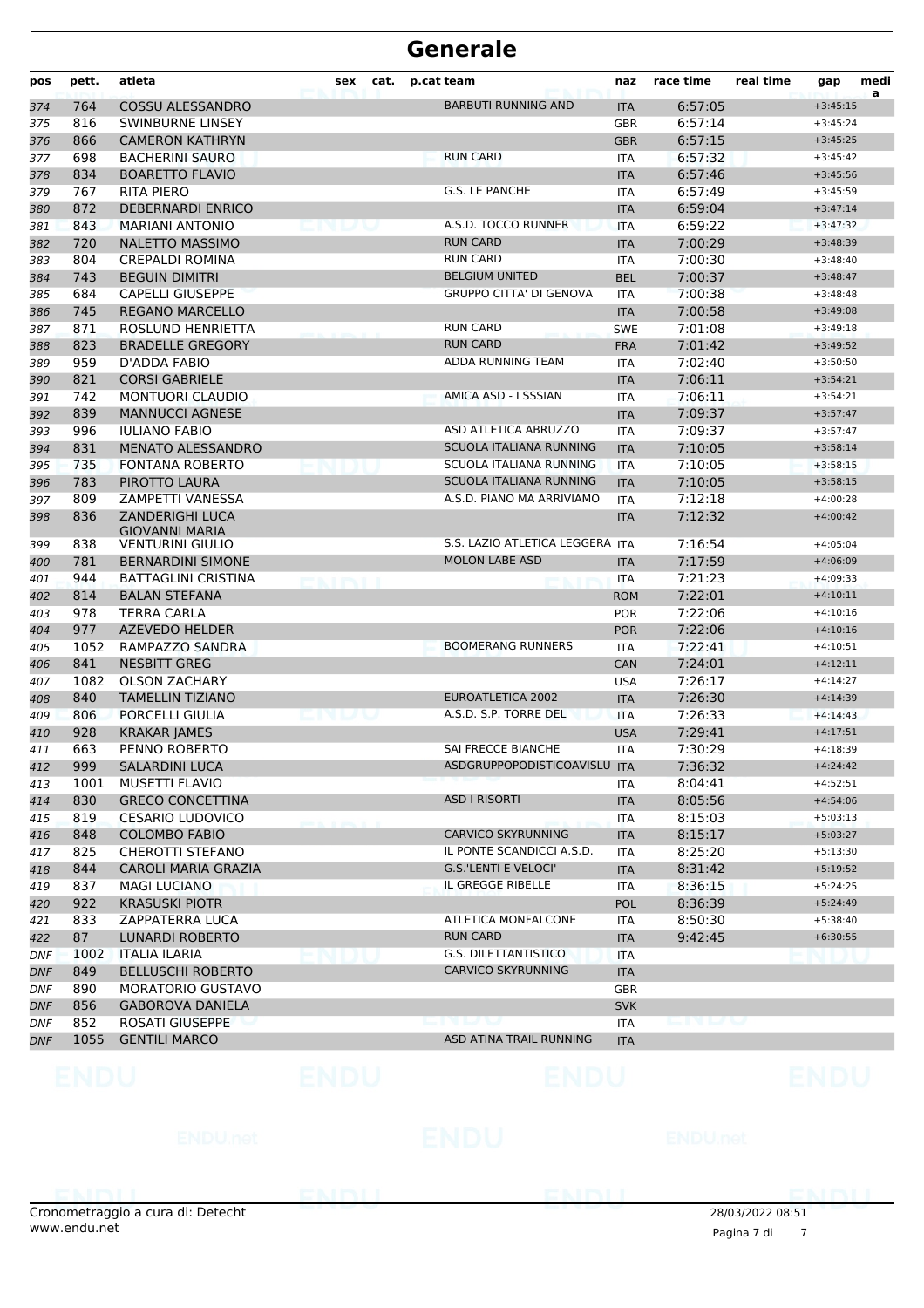# Generale

| pos | pett. | atleta | sex | cat. | p.cat team | naz | race time | real time | gap | media |
|---|---|---|---|---|---|---|---|---|---|---|
| 374 | 764 | COSSU ALESSANDRO | | | BARBUTI RUNNING AND | ITA | 6:57:05 | | +3:45:15 | |
| 375 | 816 | SWINBURNE LINSEY | | | | GBR | 6:57:14 | | +3:45:24 | |
| 376 | 866 | CAMERON KATHRYN | | | | GBR | 6:57:15 | | +3:45:25 | |
| 377 | 698 | BACHERINI SAURO | | | RUN CARD | ITA | 6:57:32 | | +3:45:42 | |
| 378 | 834 | BOARETTO FLAVIO | | | | ITA | 6:57:46 | | +3:45:56 | |
| 379 | 767 | RITA PIERO | | | G.S. LE PANCHE | ITA | 6:57:49 | | +3:45:59 | |
| 380 | 872 | DEBERNARDI ENRICO | | | | ITA | 6:59:04 | | +3:47:14 | |
| 381 | 843 | MARIANI ANTONIO | | | A.S.D. TOCCO RUNNER | ITA | 6:59:22 | | +3:47:32 | |
| 382 | 720 | NALETTO MASSIMO | | | RUN CARD | ITA | 7:00:29 | | +3:48:39 | |
| 383 | 804 | CREPALDI ROMINA | | | RUN CARD | ITA | 7:00:30 | | +3:48:40 | |
| 384 | 743 | BEGUIN DIMITRI | | | BELGIUM UNITED | BEL | 7:00:37 | | +3:48:47 | |
| 385 | 684 | CAPELLI GIUSEPPE | | | GRUPPO CITTA' DI GENOVA | ITA | 7:00:38 | | +3:48:48 | |
| 386 | 745 | REGANO MARCELLO | | | | ITA | 7:00:58 | | +3:49:08 | |
| 387 | 871 | ROSLUND HENRIETTA | | | RUN CARD | SWE | 7:01:08 | | +3:49:18 | |
| 388 | 823 | BRADELLE GREGORY | | | RUN CARD | FRA | 7:01:42 | | +3:49:52 | |
| 389 | 959 | D'ADDA FABIO | | | ADDA RUNNING TEAM | ITA | 7:02:40 | | +3:50:50 | |
| 390 | 821 | CORSI GABRIELE | | | | ITA | 7:06:11 | | +3:54:21 | |
| 391 | 742 | MONTUORI CLAUDIO | | | AMICA ASD - I SSSIAN | ITA | 7:06:11 | | +3:54:21 | |
| 392 | 839 | MANNUCCI AGNESE | | | | ITA | 7:09:37 | | +3:57:47 | |
| 393 | 996 | IULIANO FABIO | | | ASD ATLETICA ABRUZZO | ITA | 7:09:37 | | +3:57:47 | |
| 394 | 831 | MENATO ALESSANDRO | | | SCUOLA ITALIANA RUNNING | ITA | 7:10:05 | | +3:58:14 | |
| 395 | 735 | FONTANA ROBERTO | | | SCUOLA ITALIANA RUNNING | ITA | 7:10:05 | | +3:58:15 | |
| 396 | 783 | PIROTTO LAURA | | | SCUOLA ITALIANA RUNNING | ITA | 7:10:05 | | +3:58:15 | |
| 397 | 809 | ZAMPETTI VANESSA | | | A.S.D. PIANO MA ARRIVIAMO | ITA | 7:12:18 | | +4:00:28 | |
| 398 | 836 | ZANDERIGHI LUCA GIOVANNI MARIA | | | | ITA | 7:12:32 | | +4:00:42 | |
| 399 | 838 | VENTURINI GIULIO | | | S.S. LAZIO ATLETICA LEGGERA | ITA | 7:16:54 | | +4:05:04 | |
| 400 | 781 | BERNARDINI SIMONE | | | MOLON LABE ASD | ITA | 7:17:59 | | +4:06:09 | |
| 401 | 944 | BATTAGLINI CRISTINA | | | | ITA | 7:21:23 | | +4:09:33 | |
| 402 | 814 | BALAN STEFANA | | | | ROM | 7:22:01 | | +4:10:11 | |
| 403 | 978 | TERRA CARLA | | | | POR | 7:22:06 | | +4:10:16 | |
| 404 | 977 | AZEVEDO HELDER | | | | POR | 7:22:06 | | +4:10:16 | |
| 405 | 1052 | RAMPAZZO SANDRA | | | BOOMERANG RUNNERS | ITA | 7:22:41 | | +4:10:51 | |
| 406 | 841 | NESBITT GREG | | | | CAN | 7:24:01 | | +4:12:11 | |
| 407 | 1082 | OLSON ZACHARY | | | | USA | 7:26:17 | | +4:14:27 | |
| 408 | 840 | TAMELLIN TIZIANO | | | EUROATLETICA 2002 | ITA | 7:26:30 | | +4:14:39 | |
| 409 | 806 | PORCELLI GIULIA | | | A.S.D. S.P. TORRE DEL | ITA | 7:26:33 | | +4:14:43 | |
| 410 | 928 | KRAKAR JAMES | | | | USA | 7:29:41 | | +4:17:51 | |
| 411 | 663 | PENNO ROBERTO | | | SAI FRECCE BIANCHE | ITA | 7:30:29 | | +4:18:39 | |
| 412 | 999 | SALARDINI LUCA | | | ASDGRUPPOPODISTICOAVISLU | ITA | 7:36:32 | | +4:24:42 | |
| 413 | 1001 | MUSETTI FLAVIO | | | | ITA | 8:04:41 | | +4:52:51 | |
| 414 | 830 | GRECO CONCETTINA | | | ASD I RISORTI | ITA | 8:05:56 | | +4:54:06 | |
| 415 | 819 | CESARIO LUDOVICO | | | | ITA | 8:15:03 | | +5:03:13 | |
| 416 | 848 | COLOMBO FABIO | | | CARVICO SKYRUNNING | ITA | 8:15:17 | | +5:03:27 | |
| 417 | 825 | CHEROTTI STEFANO | | | IL PONTE SCANDICCI A.S.D. | ITA | 8:25:20 | | +5:13:30 | |
| 418 | 844 | CAROLI MARIA GRAZIA | | | G.S.'LENTI E VELOCI' | ITA | 8:31:42 | | +5:19:52 | |
| 419 | 837 | MAGI LUCIANO | | | IL GREGGE RIBELLE | ITA | 8:36:15 | | +5:24:25 | |
| 420 | 922 | KRASUSKI PIOTR | | | | POL | 8:36:39 | | +5:24:49 | |
| 421 | 833 | ZAPPATERRA LUCA | | | ATLETICA MONFALCONE | ITA | 8:50:30 | | +5:38:40 | |
| 422 | 87 | LUNARDI ROBERTO | | | RUN CARD | ITA | 9:42:45 | | +6:30:55 | |
| DNF | 1002 | ITALIA ILARIA | | | G.S. DILETTANTISTICO | ITA | | | | |
| DNF | 849 | BELLUSCHI ROBERTO | | | CARVICO SKYRUNNING | ITA | | | | |
| DNF | 890 | MORATORIO GUSTAVO | | | | GBR | | | | |
| DNF | 856 | GABOROVA DANIELA | | | | SVK | | | | |
| DNF | 852 | ROSATI GIUSEPPE | | | | ITA | | | | |
| DNF | 1055 | GENTILI MARCO | | | ASD ATINA TRAIL RUNNING | ITA | | | | |

Cronometraggio a cura di: Detecht
www.endu.net

28/03/2022 08:51